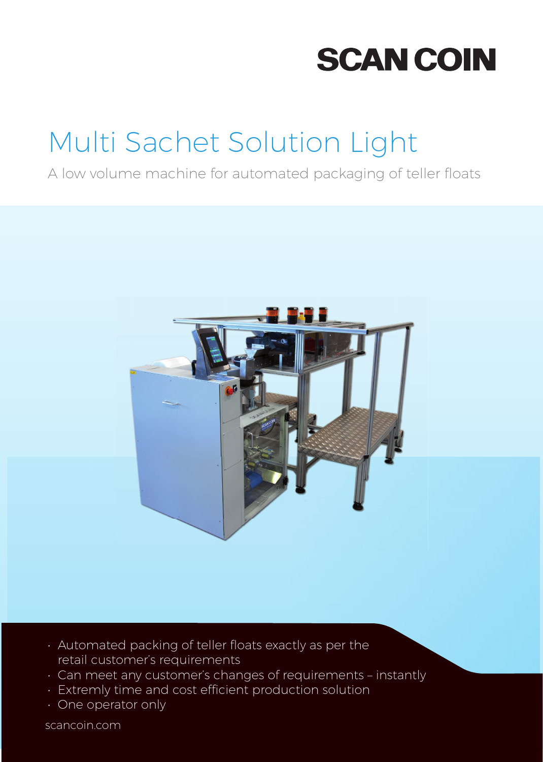SCAN COIN

# Multi Sachet Solution Light

A low volume machine for automated packaging of teller floats

- Automated packing of teller floats exactly as per the retail customer's requirements
- Can meet any customer's changes of requirements – instantly
- Extremly time and cost efficient production solution
- One operator only

scancoin.com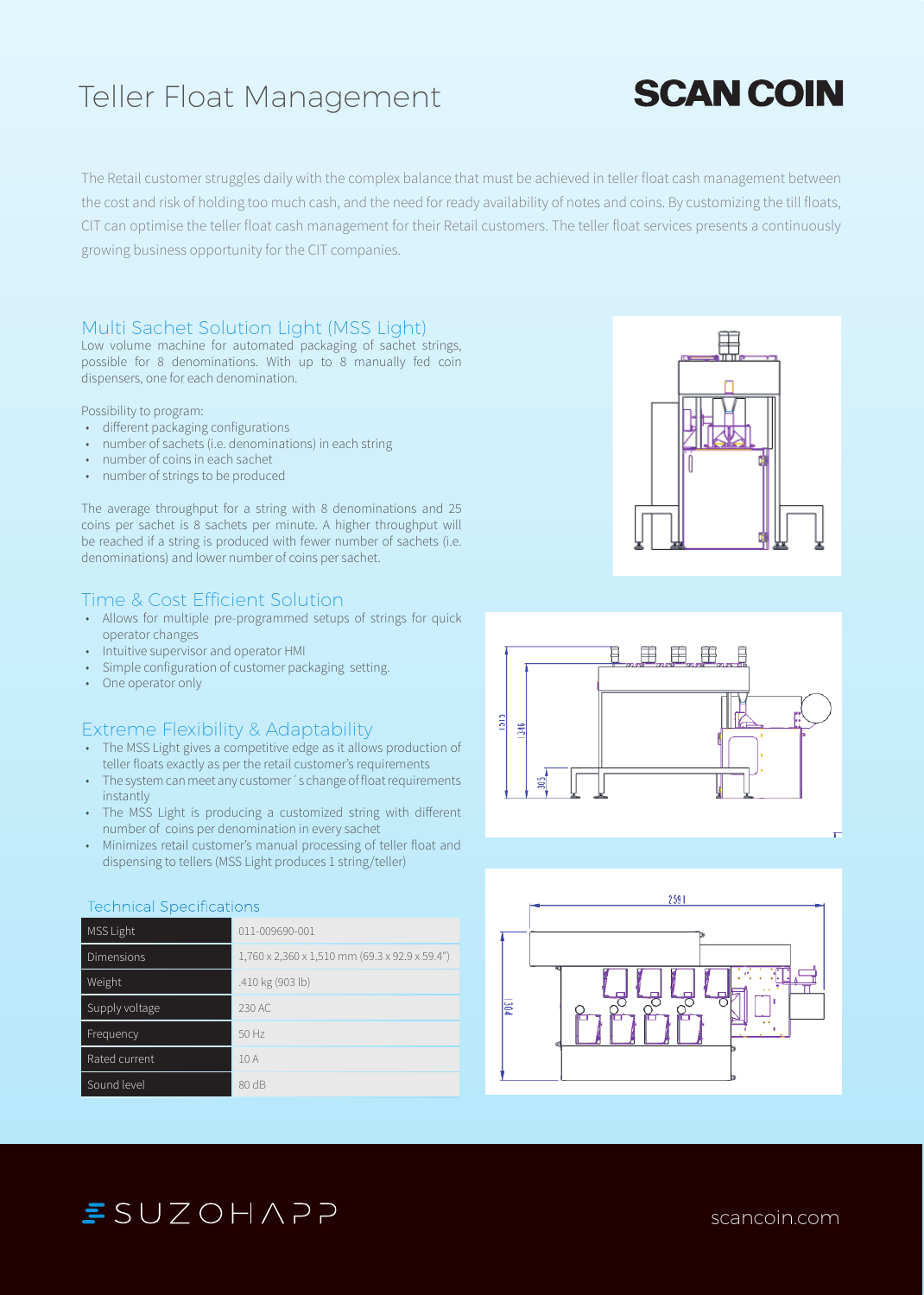# Teller Float Management

SCAN COIN

The Retail customer struggles daily with the complex balance that must be achieved in teller float cash management between the cost and risk of holding too much cash, and the need for ready availability of notes and coins. By customizing the till floats, CIT can optimise the teller float cash management for their Retail customers. The teller float services presents a continuously growing business opportunity for the CIT companies.

## Multi Sachet Solution Light (MSS Light)

Low volume machine for automated packaging of sachet strings, possible for 8 denominations. With up to 8 manually fed coin dispensers, one for each denomination.

Possibility to program:

- different packaging configurations
- number of sachets (i.e. denominations) in each string
- number of coins in each sachet
- number of strings to be produced

The average throughput for a string with 8 denominations and 25 coins per sachet is 8 sachets per minute. A higher throughput will be reached if a string is produced with fewer number of sachets (i.e. denominations) and lower number of coins per sachet.

## Time & Cost Efficient Solution

- Allows for multiple pre-programmed setups of strings for quick operator changes
- Intuitive supervisor and operator HMI
- Simple configuration of customer packaging setting.
- One operator only

## Extreme Flexibility & Adaptability

- The MSS Light gives a competitive edge as it allows production of teller floats exactly as per the retail customer's requirements
- The system can meet any customer´s change of float requirements instantly
- The MSS Light is producing a customized string with different number of coins per denomination in every sachet
- Minimizes retail customer's manual processing of teller float and dispensing to tellers (MSS Light produces 1 string/teller)

### Technical Specifications

| | |
|---|---|
| MSS Light | 011-009690-001 |
| Dimensions | 1,760 x 2,360 x 1,510 mm (69.3 x 92.9 x 59.4") |
| Weight | 410 kg (903 lb) |
| Supply voltage | 230 AC |
| Frequency | 50 Hz |
| Rated current | 10 A |
| Sound level | 80 dB |

1512
1346
305

2591
1304

SUZOHAPP

scancoin.com